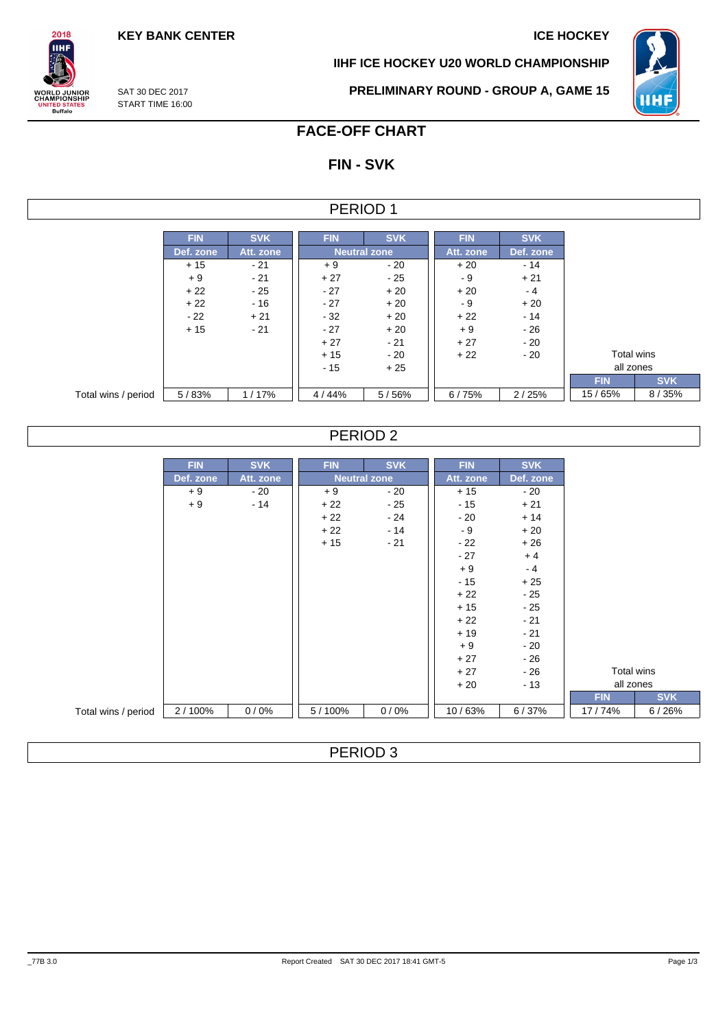KEY BANK CENTER

ICE HOCKEY

IIHF ICE HOCKEY U20 WORLD CHAMPIONSHIP

SAT 30 DEC 2017
START TIME 16:00

PRELIMINARY ROUND - GROUP A, GAME 15

# FACE-OFF CHART

## FIN - SVK

### PERIOD 1

| | FIN | SVK | FIN | SVK | FIN | SVK | | |
|---|---|---|---|---|---|---|---|---|
| | Def. zone | Att. zone | Neutral zone | | Att. zone | Def. zone | | |
| | + 15 | - 21 | + 9 | - 20 | + 20 | - 14 | | |
| | + 9 | - 21 | + 27 | - 25 | - 9 | + 21 | | |
| | + 22 | - 25 | - 27 | + 20 | + 20 | - 4 | | |
| | + 22 | - 16 | - 27 | + 20 | - 9 | + 20 | | |
| | - 22 | + 21 | - 32 | + 20 | + 22 | - 14 | | |
| | + 15 | - 21 | - 27 | + 20 | + 9 | - 26 | | |
| | | | + 27 | - 21 | + 27 | - 20 | | |
| | | | + 15 | - 20 | + 22 | - 20 | Total wins all zones | |
| | | | - 15 | + 25 | | | FIN | SVK |
| Total wins / period | 5 / 83% | 1 / 17% | 4 / 44% | 5 / 56% | 6 / 75% | 2 / 25% | 15 / 65% | 8 / 35% |

### PERIOD 2

| | FIN | SVK | FIN | SVK | FIN | SVK | | |
|---|---|---|---|---|---|---|---|---|
| | Def. zone | Att. zone | Neutral zone | | Att. zone | Def. zone | | |
| | + 9 | - 20 | + 9 | - 20 | + 15 | - 20 | | |
| | + 9 | - 14 | + 22 | - 25 | - 15 | + 21 | | |
| | | | + 22 | - 24 | - 20 | + 14 | | |
| | | | + 22 | - 14 | - 9 | + 20 | | |
| | | | + 15 | - 21 | - 22 | + 26 | | |
| | | | | | - 27 | + 4 | | |
| | | | | | + 9 | - 4 | | |
| | | | | | - 15 | + 25 | | |
| | | | | | + 22 | - 25 | | |
| | | | | | + 15 | - 25 | | |
| | | | | | + 22 | - 21 | | |
| | | | | | + 19 | - 21 | | |
| | | | | | + 9 | - 20 | | |
| | | | | | + 27 | - 26 | | |
| | | | | | + 27 | - 26 | Total wins all zones | |
| | | | | | + 20 | - 13 | FIN | SVK |
| Total wins / period | 2 / 100% | 0 / 0% | 5 / 100% | 0 / 0% | 10 / 63% | 6 / 37% | 17 / 74% | 6 / 26% |

### PERIOD 3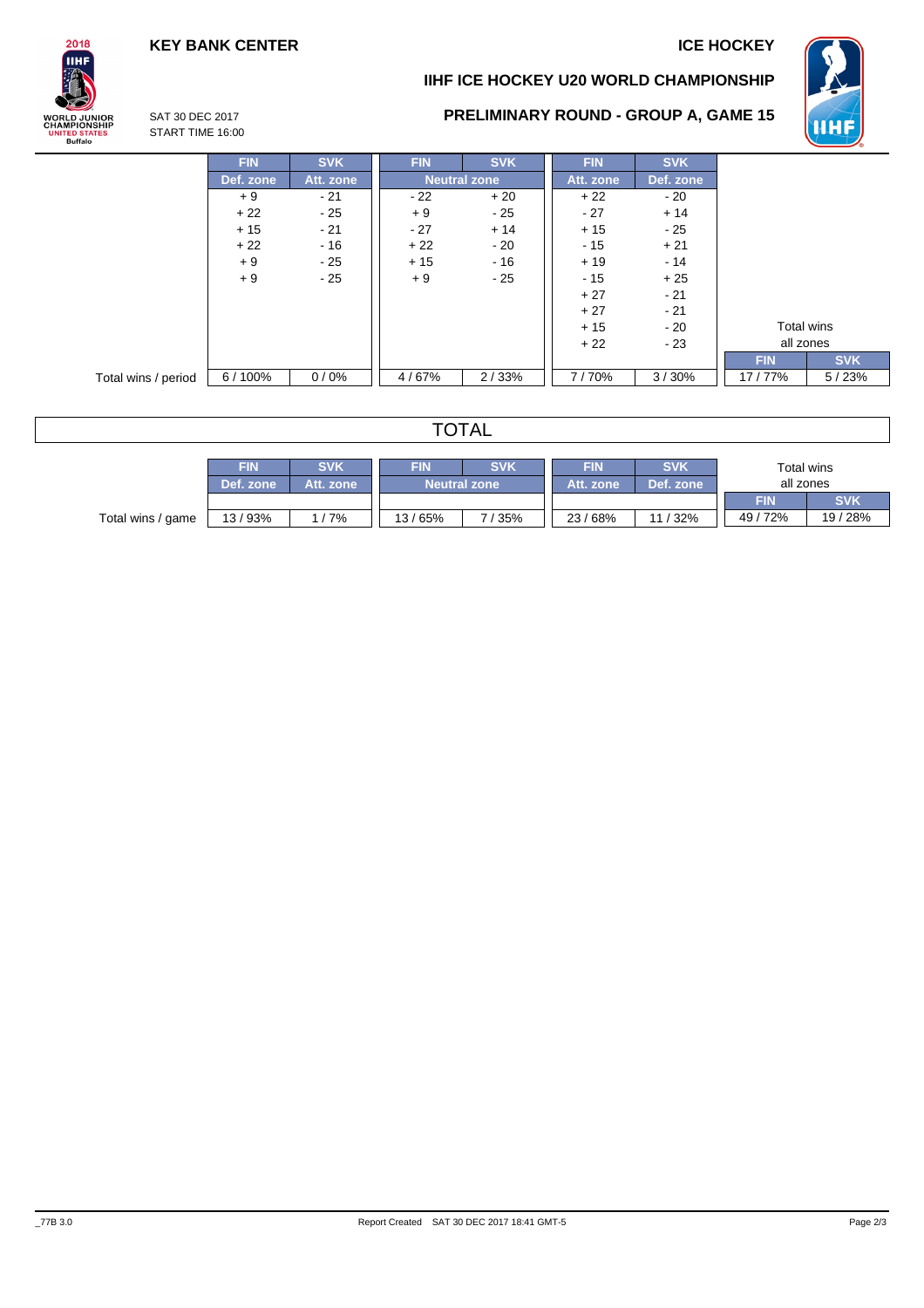**KEY BANK CENTER**

**ICE HOCKEY**

## IIHF ICE HOCKEY U20 WORLD CHAMPIONSHIP

SAT 30 DEC 2017
START TIME 16:00

## PRELIMINARY ROUND - GROUP A, GAME 15

| | FIN | SVK | FIN | SVK | FIN | SVK | | |
|---|---|---|---|---|---|---|---|---|
| | Def. zone | Att. zone | Neutral zone | | Att. zone | Def. zone | | |
| | + 9 | - 21 | - 22 | + 20 | + 22 | - 20 | | |
| | + 22 | - 25 | + 9 | - 25 | - 27 | + 14 | | |
| | + 15 | - 21 | - 27 | + 14 | + 15 | - 25 | | |
| | + 22 | - 16 | + 22 | - 20 | - 15 | + 21 | | |
| | + 9 | - 25 | + 15 | - 16 | + 19 | - 14 | | |
| | + 9 | - 25 | + 9 | - 25 | - 15 | + 25 | | |
| | | | | | + 27 | - 21 | | |
| | | | | | + 27 | - 21 | | |
| | | | | | + 15 | - 20 | Total wins | |
| | | | | | + 22 | - 23 | all zones | |
| | | | | | | | FIN | SVK |
| Total wins / period | 6 / 100% | 0 / 0% | 4 / 67% | 2 / 33% | 7 / 70% | 3 / 30% | 17 / 77% | 5 / 23% |

## TOTAL

| | FIN | SVK | FIN | SVK | FIN | SVK | Total wins all zones | |
|---|---|---|---|---|---|---|---|---|
| | Def. zone | Att. zone | Neutral zone | | Att. zone | Def. zone | FIN | SVK |
| Total wins / game | 13 / 93% | 1 / 7% | 13 / 65% | 7 / 35% | 23 / 68% | 11 / 32% | 49 / 72% | 19 / 28% |

_77B 3.0 Report Created SAT 30 DEC 2017 18:41 GMT-5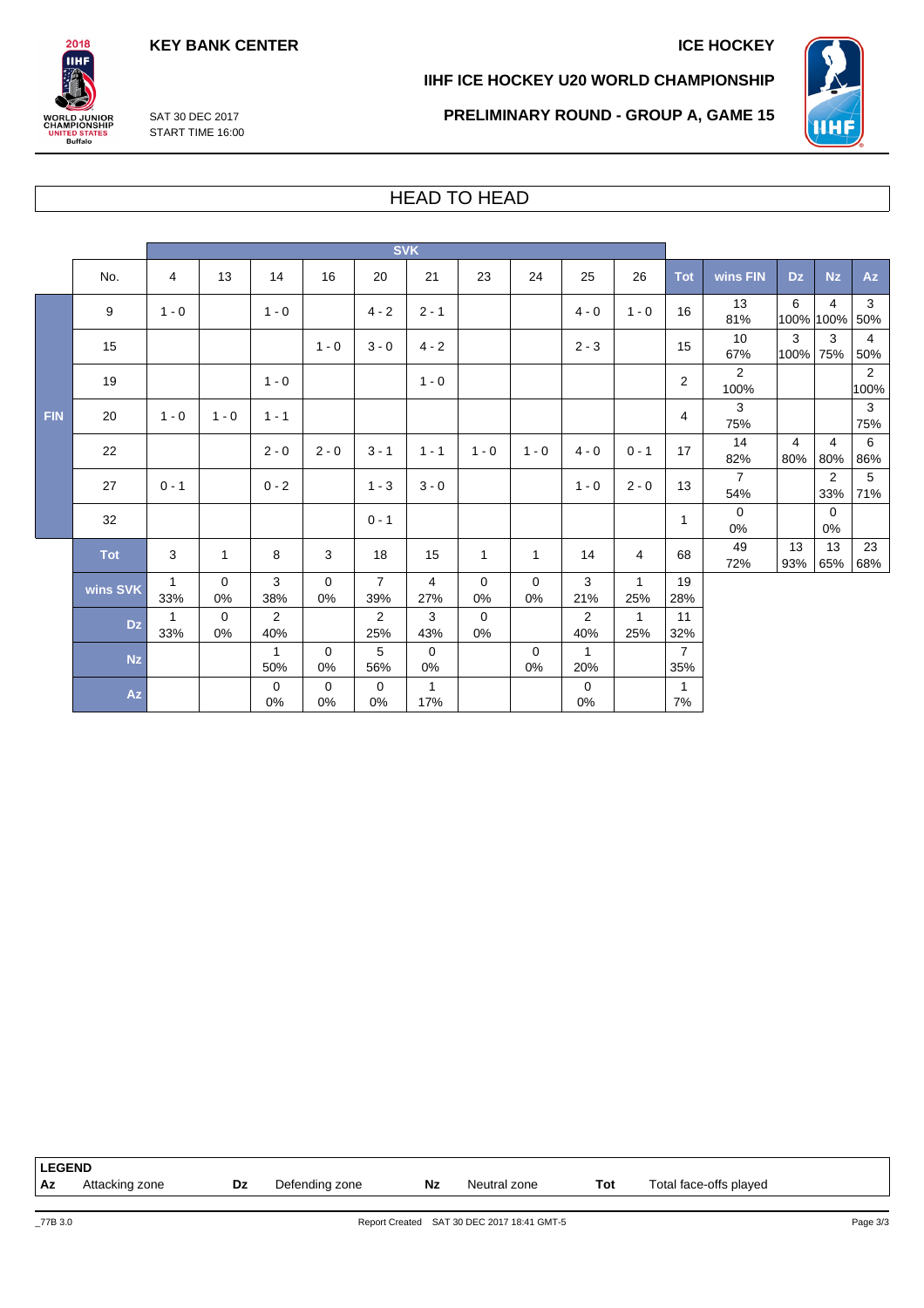**KEY BANK CENTER**

**ICE HOCKEY**

**IIHF ICE HOCKEY U20 WORLD CHAMPIONSHIP**

SAT 30 DEC 2017
START TIME 16:00

**PRELIMINARY ROUND - GROUP A, GAME 15**

# HEAD TO HEAD

| | | SVK | | | | | | | | | | | | | | |
|---|---|---|---|---|---|---|---|---|---|---|---|---|---|---|---|---|
| | No. | 4 | 13 | 14 | 16 | 20 | 21 | 23 | 24 | 25 | 26 | Tot | wins FIN | Dz | Nz | Az |
| FIN | 9 | 1 - 0 | | 1 - 0 | | 4 - 2 | 2 - 1 | | | 4 - 0 | 1 - 0 | 16 | 13 81% | 6 100% | 4 100% | 3 50% |
| | 15 | | | | 1 - 0 | 3 - 0 | 4 - 2 | | | 2 - 3 | | 15 | 10 67% | 3 100% | 3 75% | 4 50% |
| | 19 | | | 1 - 0 | | | 1 - 0 | | | | | 2 | 2 100% | | | 2 100% |
| | 20 | 1 - 0 | 1 - 0 | 1 - 1 | | | | | | | | 4 | 3 75% | | | 3 75% |
| | 22 | | | 2 - 0 | 2 - 0 | 3 - 1 | 1 - 1 | 1 - 0 | 1 - 0 | 4 - 0 | 0 - 1 | 17 | 14 82% | 4 80% | 4 80% | 6 86% |
| | 27 | 0 - 1 | | 0 - 2 | | 1 - 3 | 3 - 0 | | | 1 - 0 | 2 - 0 | 13 | 7 54% | | 2 33% | 5 71% |
| | 32 | | | | | 0 - 1 | | | | | | 1 | 0 0% | | 0 0% | |
| | Tot | 3 | 1 | 8 | 3 | 18 | 15 | 1 | 1 | 14 | 4 | 68 | 49 72% | 13 93% | 13 65% | 23 68% |
| | wins SVK | 1 33% | 0 0% | 3 38% | 0 0% | 7 39% | 4 27% | 0 0% | 0 0% | 3 21% | 1 25% | 19 28% | | | | |
| | Dz | 1 33% | 0 0% | 2 40% | | 2 25% | 3 43% | 0 0% | | 2 40% | 1 25% | 11 32% | | | | |
| | Nz | | | 1 50% | 0 0% | 5 56% | 0 0% | | 0 0% | 1 20% | | 7 35% | | | | |
| | Az | | | 0 0% | 0 0% | 0 0% | 1 17% | | | 0 0% | | 1 7% | | | | |

**LEGEND**

| | | | | | | | |
|---|---|---|---|---|---|---|---|
| Az | Attacking zone | Dz | Defending zone | Nz | Neutral zone | Tot | Total face-offs played |

_77B 3.0 Report Created SAT 30 DEC 2017 18:41 GMT-5